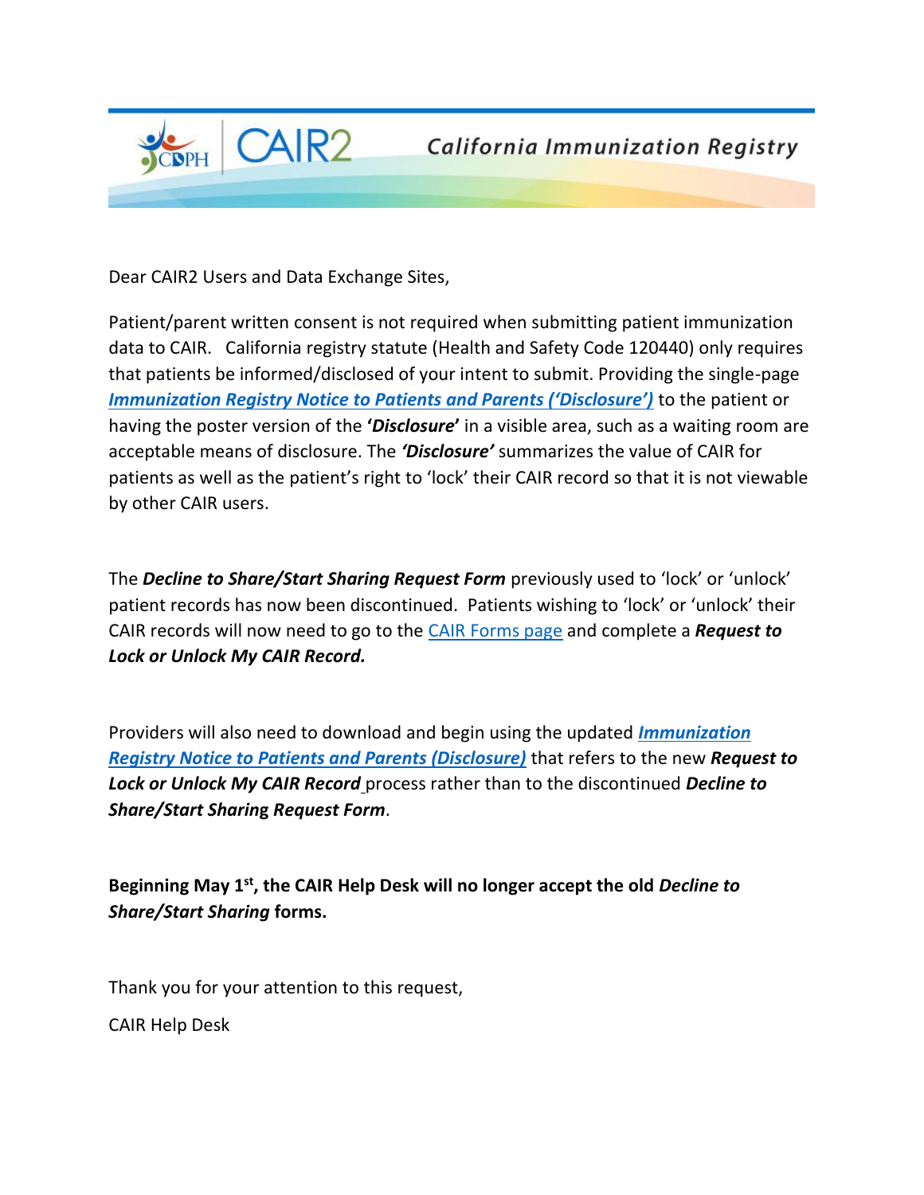CDPH | CAIR2 — California Immunization Registry

Dear CAIR2 Users and Data Exchange Sites,

Patient/parent written consent is not required when submitting patient immunization data to CAIR. California registry statute (Health and Safety Code 120440) only requires that patients be informed/disclosed of your intent to submit. Providing the single-page ***Immunization Registry Notice to Patients and Parents ('Disclosure')*** to the patient or having the poster version of the **'*Disclosure*'** in a visible area, such as a waiting room are acceptable means of disclosure. The ***'Disclosure'*** summarizes the value of CAIR for patients as well as the patient's right to 'lock' their CAIR record so that it is not viewable by other CAIR users.

The ***Decline to Share/Start Sharing Request Form*** previously used to 'lock' or 'unlock' patient records has now been discontinued. Patients wishing to 'lock' or 'unlock' their CAIR records will now need to go to the CAIR Forms page and complete a ***Request to Lock or Unlock My CAIR Record.***

Providers will also need to download and begin using the updated ***Immunization Registry Notice to Patients and Parents (Disclosure)*** that refers to the new ***Request to Lock or Unlock My CAIR Record*** process rather than to the discontinued ***Decline to Share/Start Sharing Request Form***.

**Beginning May 1st, the CAIR Help Desk will no longer accept the old *Decline to Share/Start Sharing* forms.**

Thank you for your attention to this request,

CAIR Help Desk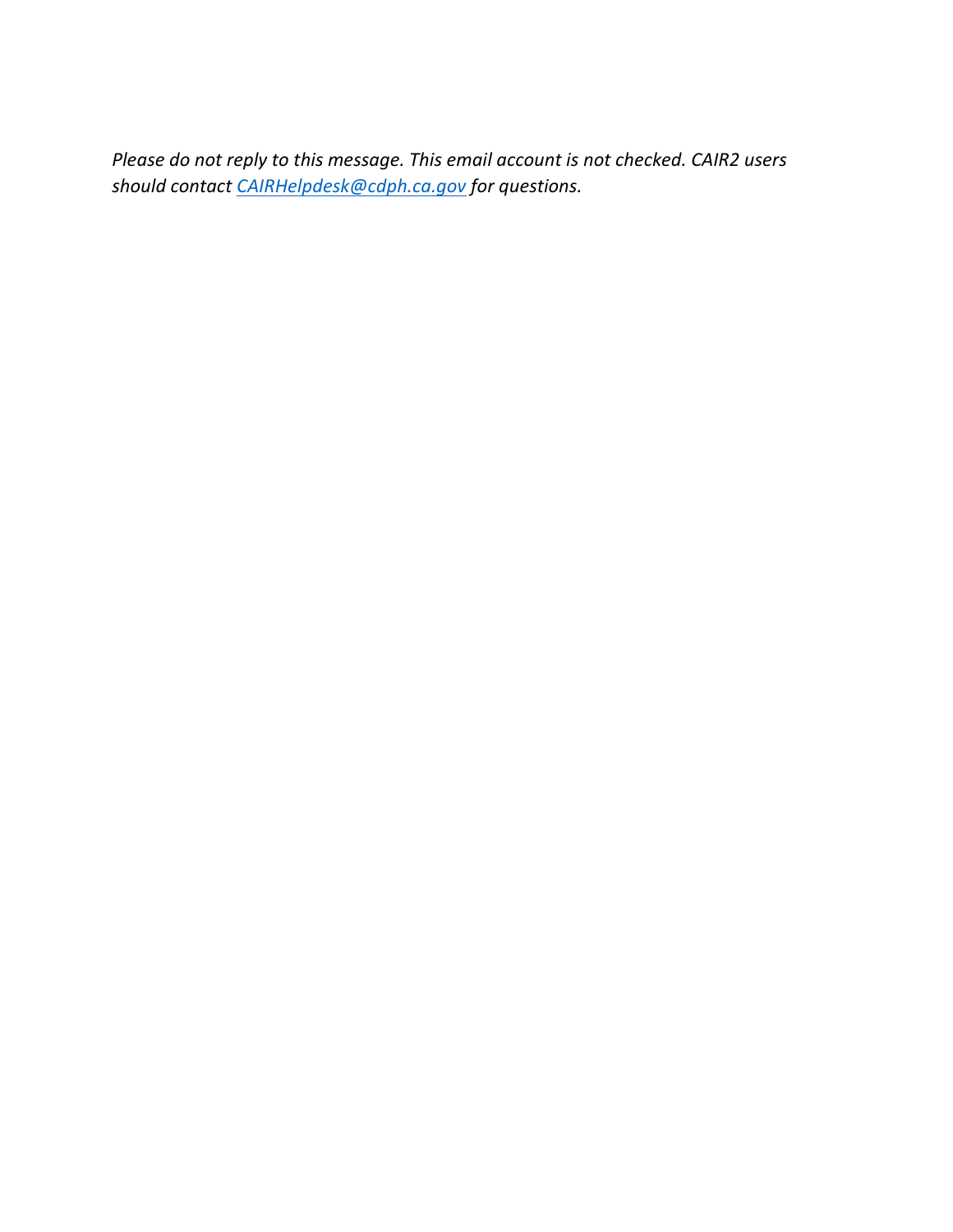*Please do not reply to this message. This email account is not checked. CAIR2 users should contact [CAIRHelpdesk@cdph.ca.gov](mailto:CAIRHelpdesk@cdph.ca.gov) for questions.*